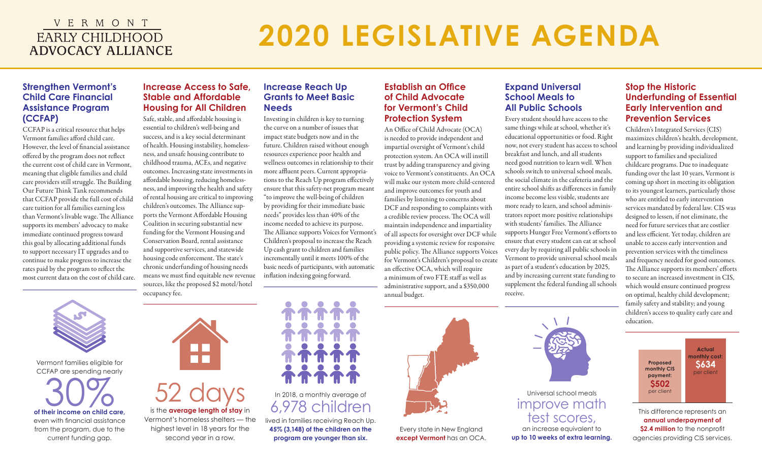VERMONT EARLY CHILDHOOD ADVOCACY ALLIANCE

# 2020 LEGISLATIVE AGENDA

## Strengthen Vermont's Child Care Financial Assistance Program (CCFAP)

CCFAP is a critical resource that helps Vermont families afford child care. However, the level of financial assistance offered by the program does not reflect the current cost of child care in Vermont, meaning that eligible families and child care providers still struggle. The Building Our Future Think Tank recommends that CCFAP provide the full cost of child care tuition for all families earning less than Vermont's livable wage. The Alliance supports its members' advocacy to make immediate continued progress toward this goal by allocating additional funds to support necessary IT upgrades and to continue to make progress to increase the rates paid by the program to reflect the most current data on the cost of child care.

Vermont families eligible for CCFAP are spending nearly **30%** **of their income on child care,** even with financial assistance from the program, due to the current funding gap.

## Increase Access to Safe, Stable and Affordable Housing for All Children

Safe, stable, and affordable housing is essential to children's well-being and success, and is a key social determinant of health. Housing instability, homelessness, and unsafe housing contribute to childhood trauma, ACEs, and negative outcomes. Increasing state investments in affordable housing, reducing homelessness, and improving the health and safety of rental housing are critical to improving children's outcomes. The Alliance supports the Vermont Affordable Housing Coalition in securing substantial new funding for the Vermont Housing and Conservation Board, rental assistance and supportive services, and statewide housing code enforcement. The state's chronic underfunding of housing needs means we must find equitable new revenue sources, like the proposed $2 motel/hotel occupancy fee.

**52 days** is the **average length of stay** in Vermont's homeless shelters — the highest level in 18 years for the second year in a row.

## Increase Reach Up Grants to Meet Basic Needs

Investing in children is key to turning the curve on a number of issues that impact state budgets now and in the future. Children raised without enough resources experience poor health and wellness outcomes in relationship to their more affluent peers. Current appropriations to the Reach Up program effectively ensure that this safety-net program meant "to improve the well-being of children by providing for their immediate basic needs" provides less than 40% of the income needed to achieve its purpose. The Alliance supports Voices for Vermont's Children's proposal to increase the Reach Up cash grant to children and families incrementally until it meets 100% of the basic needs of participants, with automatic inflation indexing going forward.

In 2018, a monthly average of **6,978 children** lived in families receiving Reach Up. **45% (3,148) of the children on the program are younger than six.**

## Establish an Office of Child Advocate for Vermont's Child Protection System

An Office of Child Advocate (OCA) is needed to provide independent and impartial oversight of Vermont's child protection system. An OCA will instill trust by adding transparency and giving voice to Vermont's constituents. An OCA will make our system more child-centered and improve outcomes for youth and families by listening to concerns about DCF and responding to complaints with a credible review process. The OCA will maintain independence and impartiality of all aspects for oversight over DCF while providing a systemic review for responsive public policy. The Alliance supports Voices for Vermont's Children's proposal to create an effective OCA, which will require a minimum of two FTE staff as well as administrative support, and a $350,000 annual budget.

Every state in New England **except Vermont** has an OCA.

## Expand Universal School Meals to All Public Schools

Every student should have access to the same things while at school, whether it's educational opportunities or food. Right now, not every student has access to school breakfast and lunch, and all students need good nutrition to learn well. When schools switch to universal school meals, the social climate in the cafeteria and the entire school shifts as differences in family income become less visible, students are more ready to learn, and school administrators report more positive relationships with students' families. The Alliance supports Hunger Free Vermont's efforts to ensure that every student can eat at school every day by requiring all public schools in Vermont to provide universal school meals as part of a student's education by 2025, and by increasing current state funding to supplement the federal funding all schools receive.

Universal school meals **improve math test scores,** an increase equivalent to **up to 10 weeks of extra learning.**

## Stop the Historic Underfunding of Essential Early Intervention and Prevention Services

Children's Integrated Services (CIS) maximizes children's health, development, and learning by providing individualized support to families and specialized childcare programs. Due to inadequate funding over the last 10 years, Vermont is coming up short in meeting its obligation to its youngest learners, particularly those who are entitled to early intervention services mandated by federal law. CIS was designed to lessen, if not eliminate, the need for future services that are costlier and less efficient. Yet today, children are unable to access early intervention and prevention services with the timeliness and frequency needed for good outcomes. The Alliance supports its members' efforts to secure an increased investment in CIS, which would ensure continued progress on optimal, healthy child development; family safety and stability; and young children's access to quality early care and education.

| Proposed monthly CIS payment | Actual monthly cost |
| --- | --- |
| $502 per client | $634 per client |

This difference represents an **annual underpayment of $2.4 million** to the nonprofit agencies providing CIS services.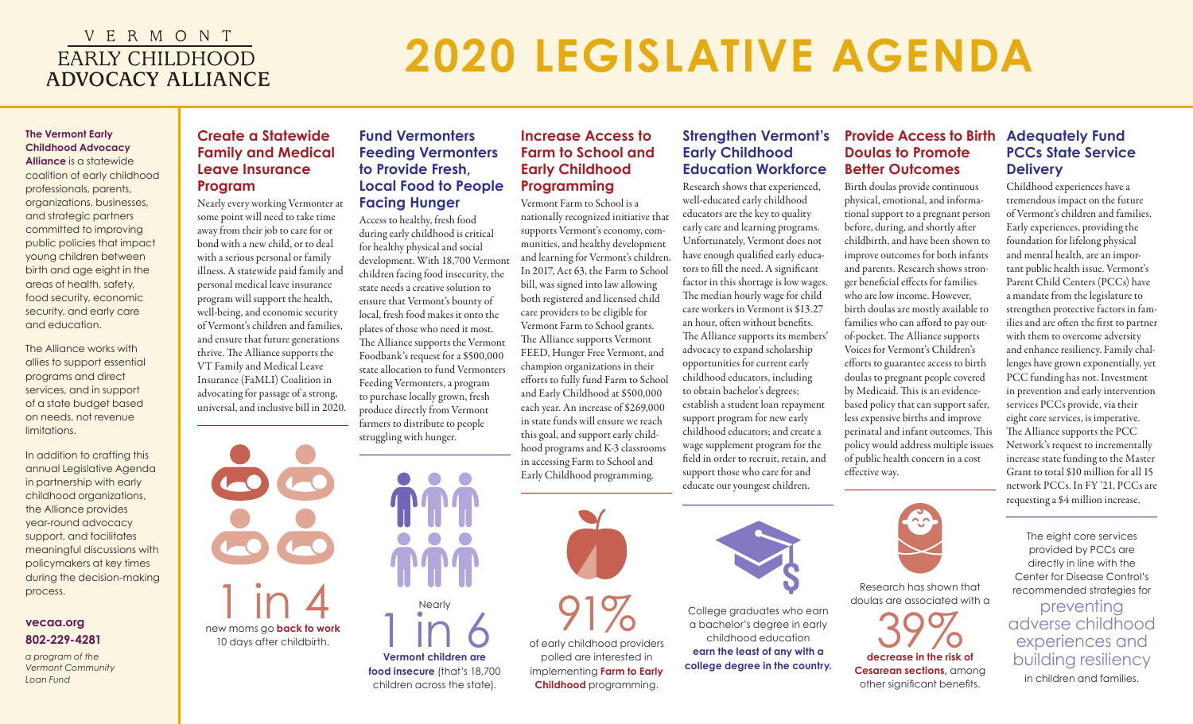VERMONT EARLY CHILDHOOD ADVOCACY ALLIANCE

# 2020 LEGISLATIVE AGENDA

**The Vermont Early Childhood Advocacy Alliance** is a statewide coalition of early childhood professionals, parents, organizations, businesses, and strategic partners committed to improving public policies that impact young children between birth and age eight in the areas of health, safety, food security, economic security, and early care and education.

The Alliance works with allies to support essential programs and direct services, and in support of a state budget based on needs, not revenue limitations.

In addition to crafting this annual Legislative Agenda in partnership with early childhood organizations, the Alliance provides year-round advocacy support, and facilitates meaningful discussions with policymakers at key times during the decision-making process.

**vecaa.org**
**802-229-4281**

*a program of the Vermont Community Loan Fund*

## Create a Statewide Family and Medical Leave Insurance Program

Nearly every working Vermonter at some point will need to take time away from their job to care for or bond with a new child, or to deal with a serious personal or family illness. A statewide paid family and personal medical leave insurance program will support the health, well-being, and economic security of Vermont's children and families, and ensure that future generations thrive. The Alliance supports the VT Family and Medical Leave Insurance (FaMLI) Coalition in advocating for passage of a strong, universal, and inclusive bill in 2020.

1 in 4

new moms go **back to work** 10 days after childbirth.

## Fund Vermonters Feeding Vermonters to Provide Fresh, Local Food to People Facing Hunger

Access to healthy, fresh food during early childhood is critical for healthy physical and social development. With 18,700 Vermont children facing food insecurity, the state needs a creative solution to ensure that Vermont's bounty of local, fresh food makes it onto the plates of those who need it most. The Alliance supports the Vermont Foodbank's request for a $500,000 state allocation to fund Vermonters Feeding Vermonters, a program to purchase locally grown, fresh produce directly from Vermont farmers to distribute to people struggling with hunger.

Nearly
1 in 6

**Vermont children are food insecure** (that's 18,700 children across the state).

## Increase Access to Farm to School and Early Childhood Programming

Vermont Farm to School is a nationally recognized initiative that supports Vermont's economy, communities, and healthy development and learning for Vermont's children. In 2017, Act 63, the Farm to School bill, was signed into law allowing both registered and licensed child care providers to be eligible for Vermont Farm to School grants. The Alliance supports Vermont FEED, Hunger Free Vermont, and champion organizations in their efforts to fully fund Farm to School and Early Childhood at $500,000 each year. An increase of $269,000 in state funds will ensure we reach this goal, and support early childhood programs and K-3 classrooms in accessing Farm to School and Early Childhood programming.

91%

of early childhood providers polled are interested in implementing **Farm to Early Childhood** programming.

## Strengthen Vermont's Early Childhood Education Workforce

Research shows that experienced, well-educated early childhood educators are the key to quality early care and learning programs. Unfortunately, Vermont does not have enough qualified early educators to fill the need. A significant factor in this shortage is low wages. The median hourly wage for child care workers in Vermont is $13.27 an hour, often without benefits. The Alliance supports its members' advocacy to expand scholarship opportunities for current early childhood educators, including to obtain bachelor's degrees; establish a student loan repayment support program for new early childhood educators; and create a wage supplement program for the field in order to recruit, retain, and support those who care for and educate our youngest children.

College graduates who earn a bachelor's degree in early childhood education **earn the least of any with a college degree in the country.**

## Provide Access to Birth Doulas to Promote Better Outcomes

Birth doulas provide continuous physical, emotional, and informational support to a pregnant person before, during, and shortly after childbirth, and have been shown to improve outcomes for both infants and parents. Research shows stronger beneficial effects for families who are low income. However, birth doulas are mostly available to families who can afford to pay out-of-pocket. The Alliance supports Voices for Vermont's Children's efforts to guarantee access to birth doulas to pregnant people covered by Medicaid. This is an evidence-based policy that can support safer, less expensive births and improve perinatal and infant outcomes. This policy would address multiple issues of public health concern in a cost effective way.

Research has shown that doulas are associated with a

39%

**decrease in the risk of Cesarean sections**, among other significant benefits.

## Adequately Fund PCCs State Service Delivery

Childhood experiences have a tremendous impact on the future of Vermont's children and families. Early experiences, providing the foundation for lifelong physical and mental health, are an important public health issue. Vermont's Parent Child Centers (PCCs) have a mandate from the legislature to strengthen protective factors in families and are often the first to partner with them to overcome adversity and enhance resiliency. Family challenges have grown exponentially, yet PCC funding has not. Investment in prevention and early intervention services PCCs provide, via their eight core services, is imperative. The Alliance supports the PCC Network's request to incrementally increase state funding to the Master Grant to total $10 million for all 15 network PCCs. In FY '21, PCCs are requesting a $4 million increase.

The eight core services provided by PCCs are directly in line with the Center for Disease Control's recommended strategies for preventing adverse childhood experiences and building resiliency in children and families.